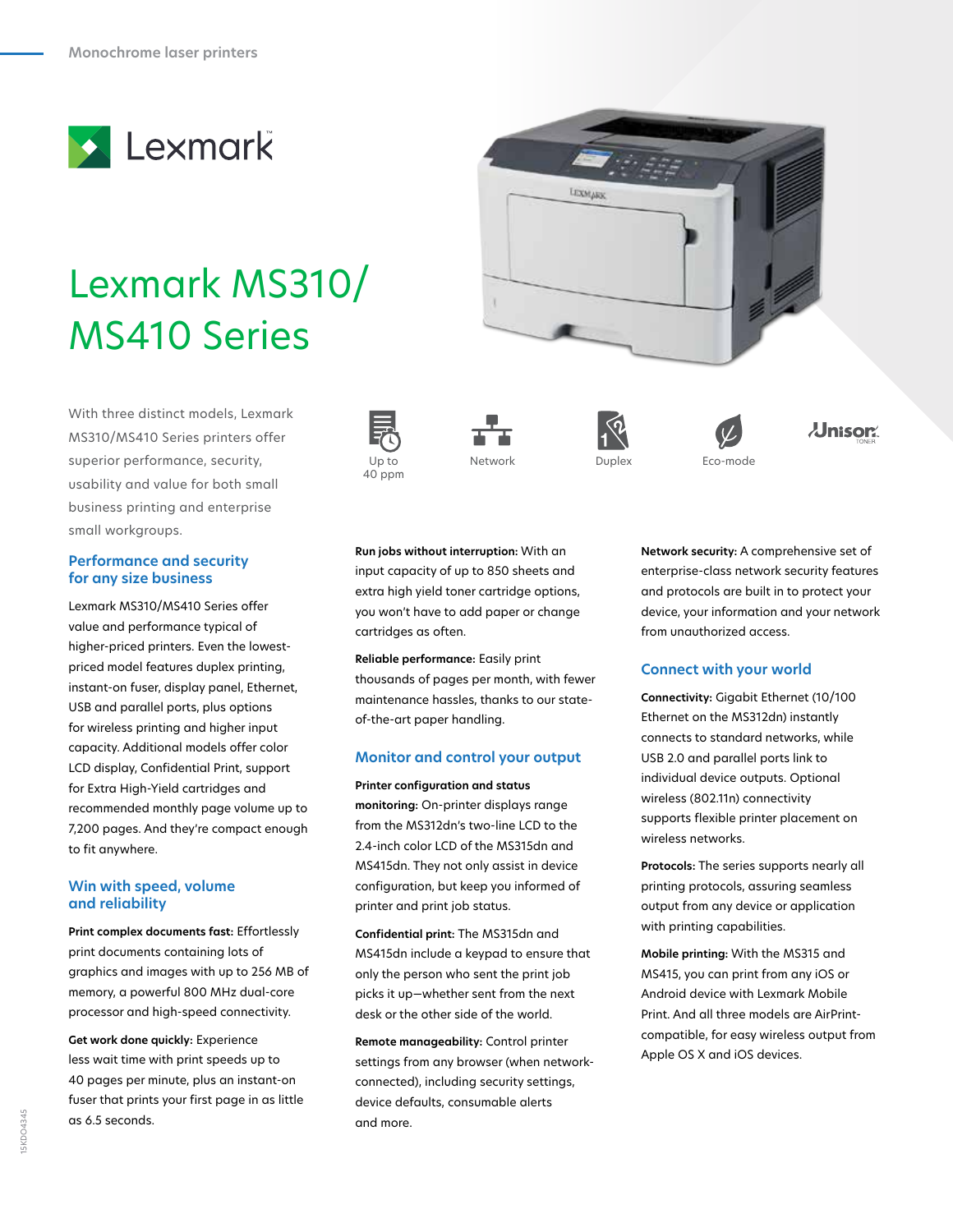Monochrome laser printers

Lexmark

# Lexmark MS310/MS410 Series

With three distinct models, Lexmark MS310/MS410 Series printers offer superior performance, security, usability and value for both small business printing and enterprise small workgroups.

Up to 40 ppm | Network | Duplex | Eco-mode | Unison Toner

## Performance and security for any size business

Lexmark MS310/MS410 Series offer value and performance typical of higher-priced printers. Even the lowest-priced model features duplex printing, instant-on fuser, display panel, Ethernet, USB and parallel ports, plus options for wireless printing and higher input capacity. Additional models offer color LCD display, Confidential Print, support for Extra High-Yield cartridges and recommended monthly page volume up to 7,200 pages. And they're compact enough to fit anywhere.

## Win with speed, volume and reliability

**Print complex documents fast:** Effortlessly print documents containing lots of graphics and images with up to 256 MB of memory, a powerful 800 MHz dual-core processor and high-speed connectivity.

**Get work done quickly:** Experience less wait time with print speeds up to 40 pages per minute, plus an instant-on fuser that prints your first page in as little as 6.5 seconds.

**Run jobs without interruption:** With an input capacity of up to 850 sheets and extra high yield toner cartridge options, you won't have to add paper or change cartridges as often.

**Reliable performance:** Easily print thousands of pages per month, with fewer maintenance hassles, thanks to our state-of-the-art paper handling.

## Monitor and control your output

**Printer configuration and status monitoring:** On-printer displays range from the MS312dn's two-line LCD to the 2.4-inch color LCD of the MS315dn and MS415dn. They not only assist in device configuration, but keep you informed of printer and print job status.

**Confidential print:** The MS315dn and MS415dn include a keypad to ensure that only the person who sent the print job picks it up—whether sent from the next desk or the other side of the world.

**Remote manageability:** Control printer settings from any browser (when network-connected), including security settings, device defaults, consumable alerts and more.

**Network security:** A comprehensive set of enterprise-class network security features and protocols are built in to protect your device, your information and your network from unauthorized access.

## Connect with your world

**Connectivity:** Gigabit Ethernet (10/100 Ethernet on the MS312dn) instantly connects to standard networks, while USB 2.0 and parallel ports link to individual device outputs. Optional wireless (802.11n) connectivity supports flexible printer placement on wireless networks.

**Protocols:** The series supports nearly all printing protocols, assuring seamless output from any device or application with printing capabilities.

**Mobile printing:** With the MS315 and MS415, you can print from any iOS or Android device with Lexmark Mobile Print. And all three models are AirPrint-compatible, for easy wireless output from Apple OS X and iOS devices.

15KDO4345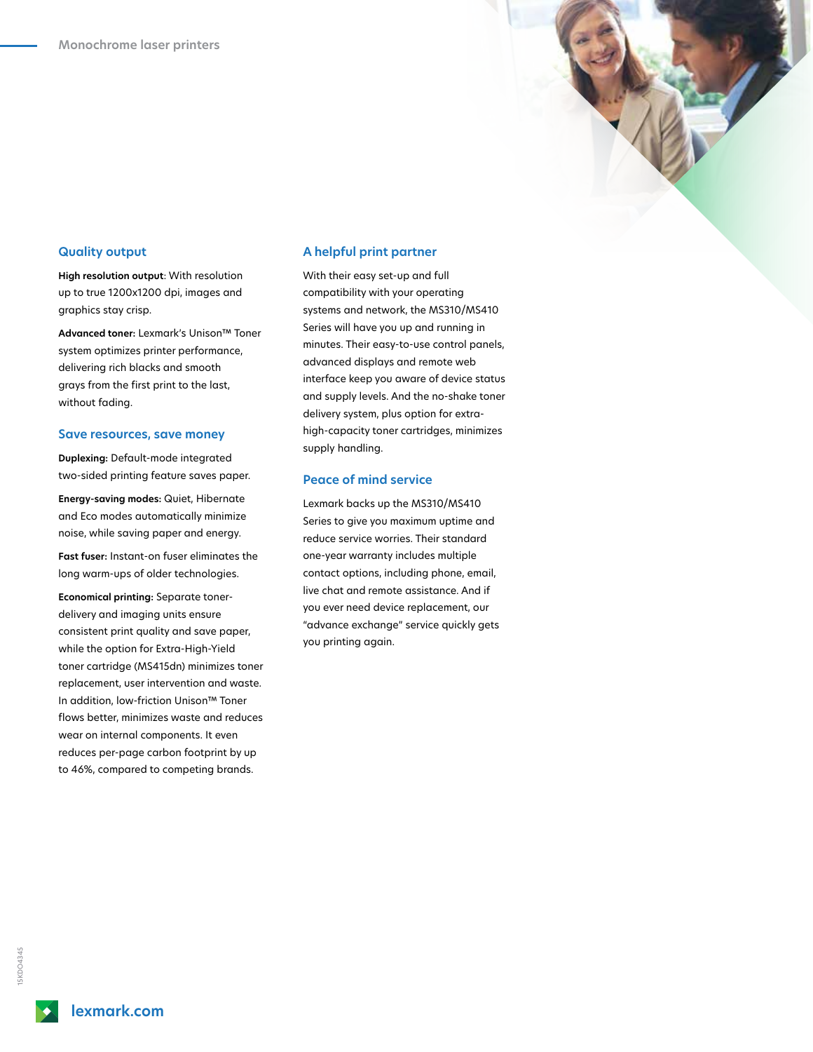## Quality output

**High resolution output**: With resolution up to true 1200x1200 dpi, images and graphics stay crisp.

**Advanced toner:** Lexmark's Unison™ Toner system optimizes printer performance, delivering rich blacks and smooth grays from the first print to the last, without fading.

## Save resources, save money

**Duplexing:** Default-mode integrated two-sided printing feature saves paper.

**Energy-saving modes:** Quiet, Hibernate and Eco modes automatically minimize noise, while saving paper and energy.

**Fast fuser:** Instant-on fuser eliminates the long warm-ups of older technologies.

**Economical printing:** Separate toner-delivery and imaging units ensure consistent print quality and save paper, while the option for Extra-High-Yield toner cartridge (MS415dn) minimizes toner replacement, user intervention and waste. In addition, low-friction Unison™ Toner flows better, minimizes waste and reduces wear on internal components. It even reduces per-page carbon footprint by up to 46%, compared to competing brands.

## A helpful print partner

With their easy set-up and full compatibility with your operating systems and network, the MS310/MS410 Series will have you up and running in minutes. Their easy-to-use control panels, advanced displays and remote web interface keep you aware of device status and supply levels. And the no-shake toner delivery system, plus option for extra-high-capacity toner cartridges, minimizes supply handling.

## Peace of mind service

Lexmark backs up the MS310/MS410 Series to give you maximum uptime and reduce service worries. Their standard one-year warranty includes multiple contact options, including phone, email, live chat and remote assistance. And if you ever need device replacement, our "advance exchange" service quickly gets you printing again.

15KDO4345

lexmark.com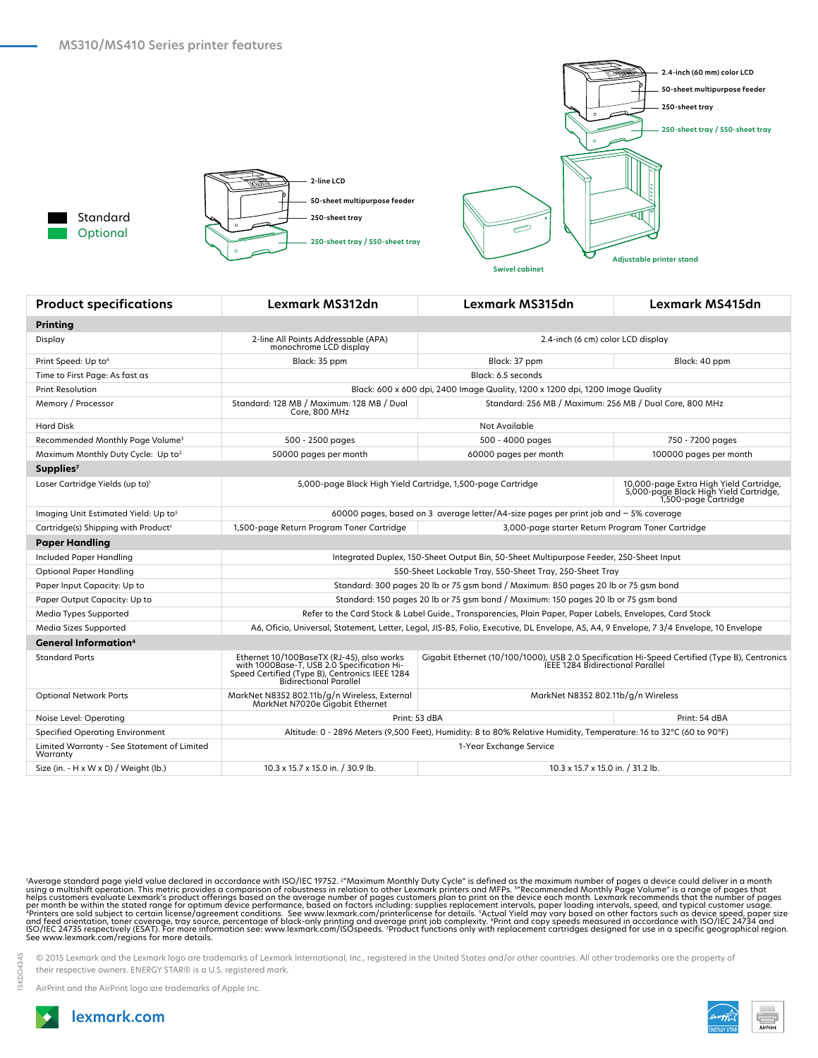## MS310/MS410 Series printer features

Standard

Optional

2-line LCD

50-sheet multipurpose feeder

250-sheet tray

250-sheet tray / 550-sheet tray

2.4-inch (60 mm) color LCD

50-sheet multipurpose feeder

250-sheet tray

250-sheet tray / 550-sheet tray

Swivel cabinet

Adjustable printer stand

| Product specifications | Lexmark MS312dn | Lexmark MS315dn | Lexmark MS415dn |
|---|---|---|---|
| **Printing** | | | |
| Display | 2-line All Points Addressable (APA) monochrome LCD display | 2.4-inch (6 cm) color LCD display | |
| Print Speed: Up to[6] | Black: 35 ppm | Black: 37 ppm | Black: 40 ppm |
| Time to First Page: As fast as | Black: 6.5 seconds | | |
| Print Resolution | Black: 600 x 600 dpi, 2400 Image Quality, 1200 x 1200 dpi, 1200 Image Quality | | |
| Memory / Processor | Standard: 128 MB / Maximum: 128 MB / Dual Core, 800 MHz | Standard: 256 MB / Maximum: 256 MB / Dual Core, 800 MHz | |
| Hard Disk | Not Available | | |
| Recommended Monthly Page Volume[3] | 500 - 2500 pages | 500 - 4000 pages | 750 - 7200 pages |
| Maximum Monthly Duty Cycle: Up to[2] | 50000 pages per month | 60000 pages per month | 100000 pages per month |
| **Supplies[7]** | | | |
| Laser Cartridge Yields (up to)[1] | 5,000-page Black High Yield Cartridge, 1,500-page Cartridge | | 10,000-page Extra High Yield Cartridge, 5,000-page Black High Yield Cartridge, 1,500-page Cartridge |
| Imaging Unit Estimated Yield: Up to[5] | 60000 pages, based on 3 average letter/A4-size pages per print job and ~ 5% coverage | | |
| Cartridge(s) Shipping with Product[1] | 1,500-page Return Program Toner Cartridge | 3,000-page starter Return Program Toner Cartridge | |
| **Paper Handling** | | | |
| Included Paper Handling | Integrated Duplex, 150-Sheet Output Bin, 50-Sheet Multipurpose Feeder, 250-Sheet Input | | |
| Optional Paper Handling | 550-Sheet Lockable Tray, 550-Sheet Tray, 250-Sheet Tray | | |
| Paper Input Capacity: Up to | Standard: 300 pages 20 lb or 75 gsm bond / Maximum: 850 pages 20 lb or 75 gsm bond | | |
| Paper Output Capacity: Up to | Standard: 150 pages 20 lb or 75 gsm bond / Maximum: 150 pages 20 lb or 75 gsm bond | | |
| Media Types Supported | Refer to the Card Stock & Label Guide., Transparencies, Plain Paper, Paper Labels, Envelopes, Card Stock | | |
| Media Sizes Supported | A6, Oficio, Universal, Statement, Letter, Legal, JIS-B5, Folio, Executive, DL Envelope, A5, A4, 9 Envelope, 7 3/4 Envelope, 10 Envelope | | |
| **General Information[4]** | | | |
| Standard Ports | Ethernet 10/100BaseTX (RJ-45), also works with 1000Base-T, USB 2.0 Specification Hi-Speed Certified (Type B), Centronics IEEE 1284 Bidirectional Parallel | Gigabit Ethernet (10/100/1000), USB 2.0 Specification Hi-Speed Certified (Type B), Centronics IEEE 1284 Bidirectional Parallel | |
| Optional Network Ports | MarkNet N8352 802.11b/g/n Wireless, External MarkNet N7020e Gigabit Ethernet | MarkNet N8352 802.11b/g/n Wireless | |
| Noise Level: Operating | Print: 53 dBA | | Print: 54 dBA |
| Specified Operating Environment | Altitude: 0 - 2896 Meters (9,500 Feet), Humidity: 8 to 80% Relative Humidity, Temperature: 16 to 32°C (60 to 90°F) | | |
| Limited Warranty - See Statement of Limited Warranty | 1-Year Exchange Service | | |
| Size (in. - H x W x D) / Weight (lb.) | 10.3 x 15.7 x 15.0 in. / 30.9 lb. | 10.3 x 15.7 x 15.0 in. / 31.2 lb. | |

[1]Average standard page yield value declared in accordance with ISO/IEC 19752. [2]"Maximum Monthly Duty Cycle" is defined as the maximum number of pages a device could deliver in a month using a multishift operation. This metric provides a comparison of robustness in relation to other Lexmark printers and MFPs. [3]"Recommended Monthly Page Volume" is a range of pages that helps customers evaluate Lexmark's product offerings based on the average number of pages customers plan to print on the device each month. Lexmark recommends that the number of pages per month be within the stated range for optimum device performance, based on factors including: supplies replacement intervals, paper loading intervals, speed, and typical customer usage. [4]Printers are sold subject to certain license/agreement conditions. See www.lexmark.com/printerlicense for details. [5]Actual Yield may vary based on other factors such as device speed, paper size and feed orientation, toner coverage, tray source, percentage of black-only printing and average print job complexity. [6]Print and copy speeds measured in accordance with ISO/IEC 24734 and ISO/IEC 24735 respectively (ESAT). For more information see: www.lexmark.com/ISOspeeds. [7]Product functions only with replacement cartridges designed for use in a specific geographical region. See www.lexmark.com/regions for more details.

© 2015 Lexmark and the Lexmark logo are trademarks of Lexmark International, Inc., registered in the United States and/or other countries. All other trademarks are the property of their respective owners. ENERGY STAR® is a U.S. registered mark.

AirPrint and the AirPrint logo are trademarks of Apple Inc.

15KDO4345

lexmark.com